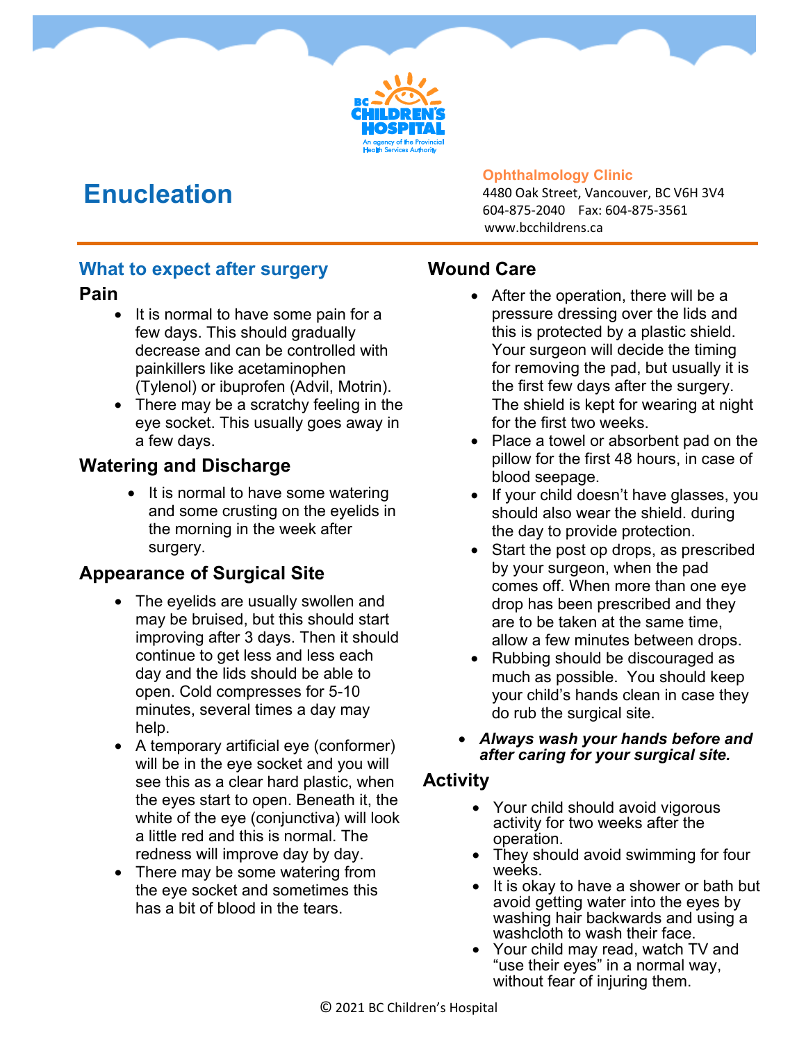BC Children's Hospital
An agency of the Provincial Health Services Authority

# Enucleation

**Ophthalmology Clinic**
4480 Oak Street, Vancouver, BC V6H 3V4
604-875-2040 Fax: 604-875-3561
www.bcchildrens.ca

## What to expect after surgery

### Pain

- It is normal to have some pain for a few days. This should gradually decrease and can be controlled with painkillers like acetaminophen (Tylenol) or ibuprofen (Advil, Motrin).
- There may be a scratchy feeling in the eye socket. This usually goes away in a few days.

### Watering and Discharge

- It is normal to have some watering and some crusting on the eyelids in the morning in the week after surgery.

### Appearance of Surgical Site

- The eyelids are usually swollen and may be bruised, but this should start improving after 3 days. Then it should continue to get less and less each day and the lids should be able to open. Cold compresses for 5-10 minutes, several times a day may help.
- A temporary artificial eye (conformer) will be in the eye socket and you will see this as a clear hard plastic, when the eyes start to open. Beneath it, the white of the eye (conjunctiva) will look a little red and this is normal. The redness will improve day by day.
- There may be some watering from the eye socket and sometimes this has a bit of blood in the tears.

## Wound Care

- After the operation, there will be a pressure dressing over the lids and this is protected by a plastic shield. Your surgeon will decide the timing for removing the pad, but usually it is the first few days after the surgery. The shield is kept for wearing at night for the first two weeks.
- Place a towel or absorbent pad on the pillow for the first 48 hours, in case of blood seepage.
- If your child doesn't have glasses, you should also wear the shield. during the day to provide protection.
- Start the post op drops, as prescribed by your surgeon, when the pad comes off. When more than one eye drop has been prescribed and they are to be taken at the same time, allow a few minutes between drops.
- Rubbing should be discouraged as much as possible. You should keep your child's hands clean in case they do rub the surgical site.
- ***Always wash your hands before and after caring for your surgical site.***

## Activity

- Your child should avoid vigorous activity for two weeks after the operation.
- They should avoid swimming for four weeks.
- It is okay to have a shower or bath but avoid getting water into the eyes by washing hair backwards and using a washcloth to wash their face.
- Your child may read, watch TV and "use their eyes" in a normal way, without fear of injuring them.

© 2021 BC Children's Hospital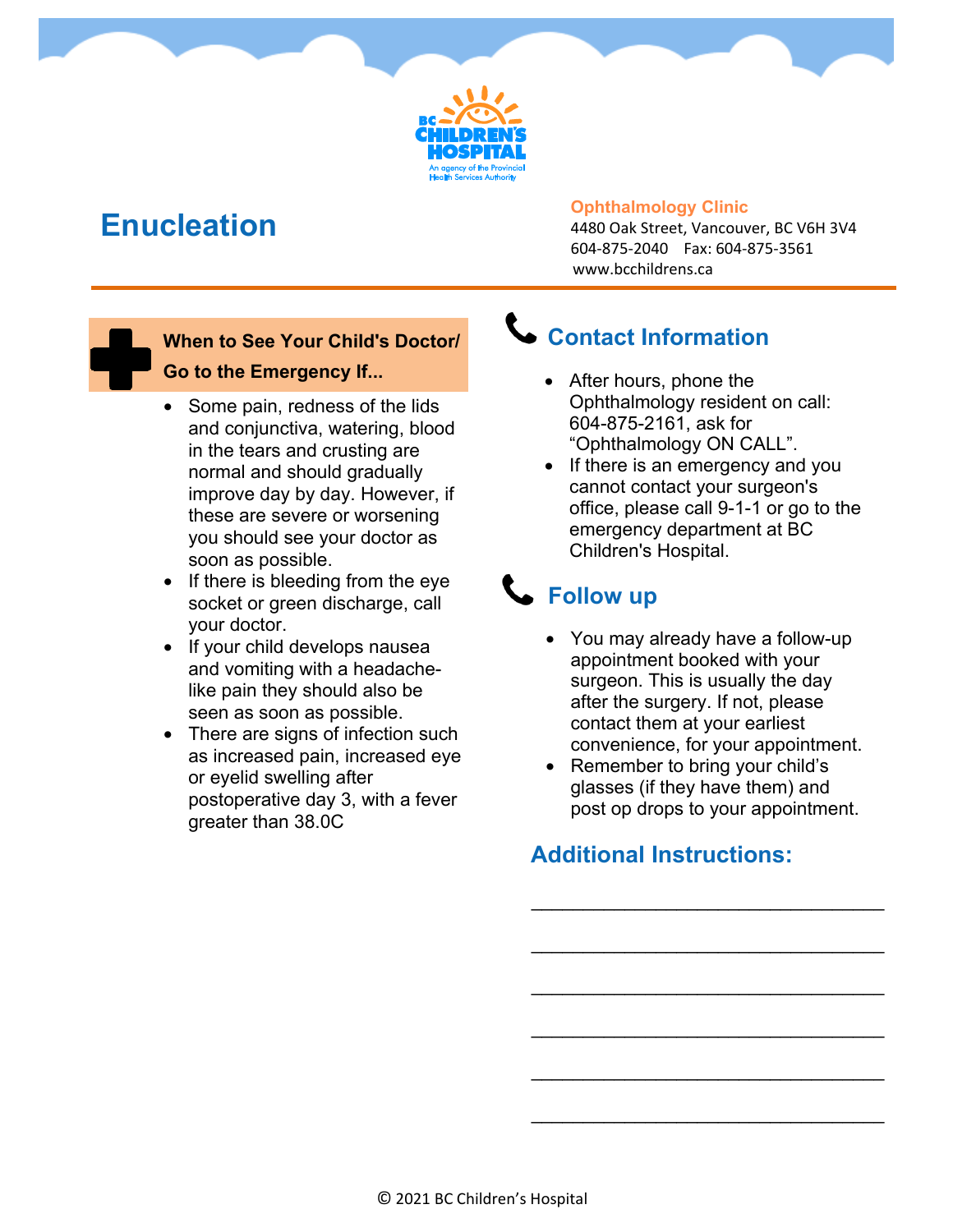# Enucleation

**Ophthalmology Clinic**
4480 Oak Street, Vancouver, BC V6H 3V4
604-875-2040 Fax: 604-875-3561
www.bcchildrens.ca

## When to See Your Child's Doctor/ Go to the Emergency If...

- Some pain, redness of the lids and conjunctiva, watering, blood in the tears and crusting are normal and should gradually improve day by day. However, if these are severe or worsening you should see your doctor as soon as possible.
- If there is bleeding from the eye socket or green discharge, call your doctor.
- If your child develops nausea and vomiting with a headache-like pain they should also be seen as soon as possible.
- There are signs of infection such as increased pain, increased eye or eyelid swelling after postoperative day 3, with a fever greater than 38.0C

## Contact Information

- After hours, phone the Ophthalmology resident on call: 604-875-2161, ask for "Ophthalmology ON CALL".
- If there is an emergency and you cannot contact your surgeon's office, please call 9-1-1 or go to the emergency department at BC Children's Hospital.

## Follow up

- You may already have a follow-up appointment booked with your surgeon. This is usually the day after the surgery. If not, please contact them at your earliest convenience, for your appointment.
- Remember to bring your child's glasses (if they have them) and post op drops to your appointment.

## Additional Instructions:

\_\_\_\_\_\_\_\_\_\_\_\_\_\_\_\_\_\_\_\_\_\_\_\_\_\_\_\_\_\_\_\_\_\_\_\_

\_\_\_\_\_\_\_\_\_\_\_\_\_\_\_\_\_\_\_\_\_\_\_\_\_\_\_\_\_\_\_\_\_\_\_\_

\_\_\_\_\_\_\_\_\_\_\_\_\_\_\_\_\_\_\_\_\_\_\_\_\_\_\_\_\_\_\_\_\_\_\_\_

\_\_\_\_\_\_\_\_\_\_\_\_\_\_\_\_\_\_\_\_\_\_\_\_\_\_\_\_\_\_\_\_\_\_\_\_

\_\_\_\_\_\_\_\_\_\_\_\_\_\_\_\_\_\_\_\_\_\_\_\_\_\_\_\_\_\_\_\_\_\_\_\_

\_\_\_\_\_\_\_\_\_\_\_\_\_\_\_\_\_\_\_\_\_\_\_\_\_\_\_\_\_\_\_\_\_\_\_\_

© 2021 BC Children's Hospital